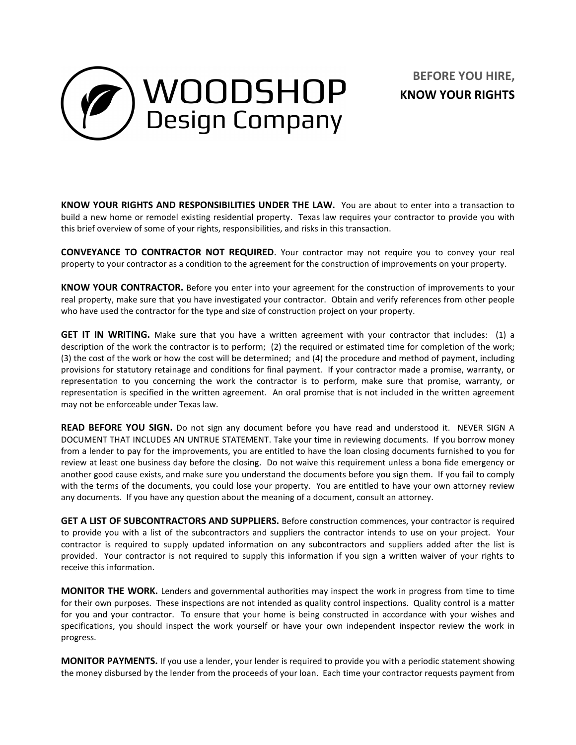WOODSHOP
Design Company

# BEFORE YOU HIRE, KNOW YOUR RIGHTS

**KNOW YOUR RIGHTS AND RESPONSIBILITIES UNDER THE LAW.** You are about to enter into a transaction to build a new home or remodel existing residential property. Texas law requires your contractor to provide you with this brief overview of some of your rights, responsibilities, and risks in this transaction.

**CONVEYANCE TO CONTRACTOR NOT REQUIRED**. Your contractor may not require you to convey your real property to your contractor as a condition to the agreement for the construction of improvements on your property.

**KNOW YOUR CONTRACTOR.** Before you enter into your agreement for the construction of improvements to your real property, make sure that you have investigated your contractor. Obtain and verify references from other people who have used the contractor for the type and size of construction project on your property.

**GET IT IN WRITING.** Make sure that you have a written agreement with your contractor that includes: (1) a description of the work the contractor is to perform; (2) the required or estimated time for completion of the work; (3) the cost of the work or how the cost will be determined; and (4) the procedure and method of payment, including provisions for statutory retainage and conditions for final payment. If your contractor made a promise, warranty, or representation to you concerning the work the contractor is to perform, make sure that promise, warranty, or representation is specified in the written agreement. An oral promise that is not included in the written agreement may not be enforceable under Texas law.

**READ BEFORE YOU SIGN.** Do not sign any document before you have read and understood it. NEVER SIGN A DOCUMENT THAT INCLUDES AN UNTRUE STATEMENT. Take your time in reviewing documents. If you borrow money from a lender to pay for the improvements, you are entitled to have the loan closing documents furnished to you for review at least one business day before the closing. Do not waive this requirement unless a bona fide emergency or another good cause exists, and make sure you understand the documents before you sign them. If you fail to comply with the terms of the documents, you could lose your property. You are entitled to have your own attorney review any documents. If you have any question about the meaning of a document, consult an attorney.

**GET A LIST OF SUBCONTRACTORS AND SUPPLIERS.** Before construction commences, your contractor is required to provide you with a list of the subcontractors and suppliers the contractor intends to use on your project. Your contractor is required to supply updated information on any subcontractors and suppliers added after the list is provided. Your contractor is not required to supply this information if you sign a written waiver of your rights to receive this information.

**MONITOR THE WORK.** Lenders and governmental authorities may inspect the work in progress from time to time for their own purposes. These inspections are not intended as quality control inspections. Quality control is a matter for you and your contractor. To ensure that your home is being constructed in accordance with your wishes and specifications, you should inspect the work yourself or have your own independent inspector review the work in progress.

**MONITOR PAYMENTS.** If you use a lender, your lender is required to provide you with a periodic statement showing the money disbursed by the lender from the proceeds of your loan. Each time your contractor requests payment from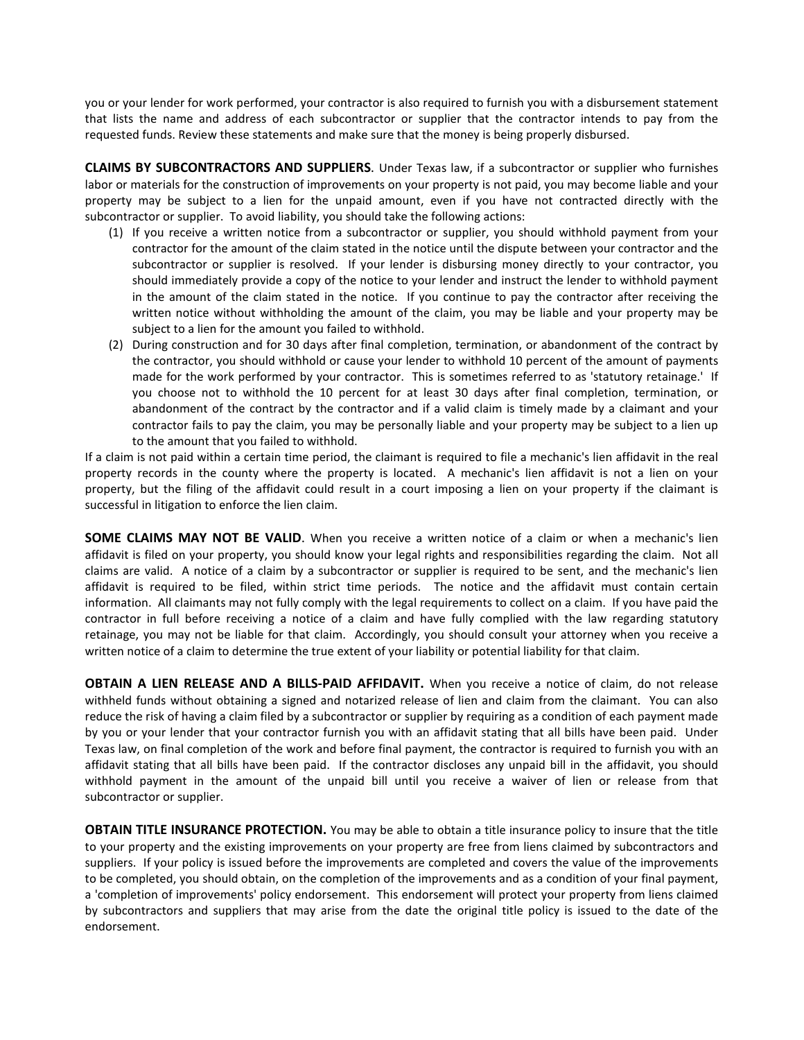you or your lender for work performed, your contractor is also required to furnish you with a disbursement statement that lists the name and address of each subcontractor or supplier that the contractor intends to pay from the requested funds. Review these statements and make sure that the money is being properly disbursed.

**CLAIMS BY SUBCONTRACTORS AND SUPPLIERS**. Under Texas law, if a subcontractor or supplier who furnishes labor or materials for the construction of improvements on your property is not paid, you may become liable and your property may be subject to a lien for the unpaid amount, even if you have not contracted directly with the subcontractor or supplier. To avoid liability, you should take the following actions:

1. If you receive a written notice from a subcontractor or supplier, you should withhold payment from your contractor for the amount of the claim stated in the notice until the dispute between your contractor and the subcontractor or supplier is resolved. If your lender is disbursing money directly to your contractor, you should immediately provide a copy of the notice to your lender and instruct the lender to withhold payment in the amount of the claim stated in the notice. If you continue to pay the contractor after receiving the written notice without withholding the amount of the claim, you may be liable and your property may be subject to a lien for the amount you failed to withhold.
2. During construction and for 30 days after final completion, termination, or abandonment of the contract by the contractor, you should withhold or cause your lender to withhold 10 percent of the amount of payments made for the work performed by your contractor. This is sometimes referred to as 'statutory retainage.' If you choose not to withhold the 10 percent for at least 30 days after final completion, termination, or abandonment of the contract by the contractor and if a valid claim is timely made by a claimant and your contractor fails to pay the claim, you may be personally liable and your property may be subject to a lien up to the amount that you failed to withhold.

If a claim is not paid within a certain time period, the claimant is required to file a mechanic's lien affidavit in the real property records in the county where the property is located. A mechanic's lien affidavit is not a lien on your property, but the filing of the affidavit could result in a court imposing a lien on your property if the claimant is successful in litigation to enforce the lien claim.

**SOME CLAIMS MAY NOT BE VALID**. When you receive a written notice of a claim or when a mechanic's lien affidavit is filed on your property, you should know your legal rights and responsibilities regarding the claim. Not all claims are valid. A notice of a claim by a subcontractor or supplier is required to be sent, and the mechanic's lien affidavit is required to be filed, within strict time periods. The notice and the affidavit must contain certain information. All claimants may not fully comply with the legal requirements to collect on a claim. If you have paid the contractor in full before receiving a notice of a claim and have fully complied with the law regarding statutory retainage, you may not be liable for that claim. Accordingly, you should consult your attorney when you receive a written notice of a claim to determine the true extent of your liability or potential liability for that claim.

**OBTAIN A LIEN RELEASE AND A BILLS-PAID AFFIDAVIT.** When you receive a notice of claim, do not release withheld funds without obtaining a signed and notarized release of lien and claim from the claimant. You can also reduce the risk of having a claim filed by a subcontractor or supplier by requiring as a condition of each payment made by you or your lender that your contractor furnish you with an affidavit stating that all bills have been paid. Under Texas law, on final completion of the work and before final payment, the contractor is required to furnish you with an affidavit stating that all bills have been paid. If the contractor discloses any unpaid bill in the affidavit, you should withhold payment in the amount of the unpaid bill until you receive a waiver of lien or release from that subcontractor or supplier.

**OBTAIN TITLE INSURANCE PROTECTION.** You may be able to obtain a title insurance policy to insure that the title to your property and the existing improvements on your property are free from liens claimed by subcontractors and suppliers. If your policy is issued before the improvements are completed and covers the value of the improvements to be completed, you should obtain, on the completion of the improvements and as a condition of your final payment, a 'completion of improvements' policy endorsement. This endorsement will protect your property from liens claimed by subcontractors and suppliers that may arise from the date the original title policy is issued to the date of the endorsement.